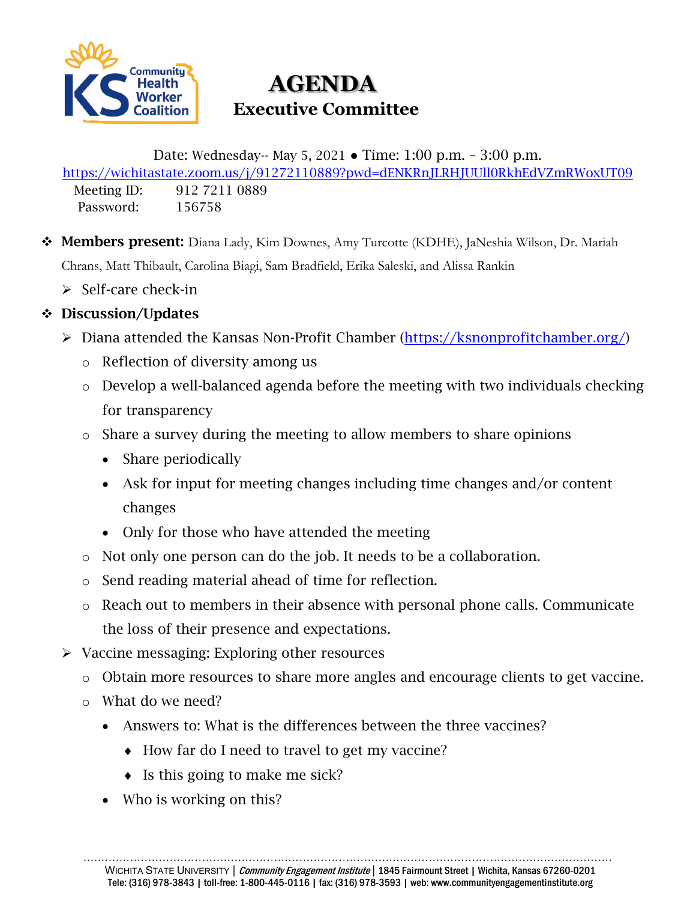# AGENDA

## Executive Committee

Date: Wednesday-- May 5, 2021 ● Time: 1:00 p.m. – 3:00 p.m.

https://wichitastate.zoom.us/j/91272110889?pwd=dENKRnJLRHJUUll0RkhEdVZmRWoxUT09

Meeting ID: 912 7211 0889

Password: 156758

- **Members present:** Diana Lady, Kim Downes, Amy Turcotte (KDHE), JaNeshia Wilson, Dr. Mariah Chrans, Matt Thibault, Carolina Biagi, Sam Bradfield, Erika Saleski, and Alissa Rankin
  - Self-care check-in
- **Discussion/Updates**
  - Diana attended the Kansas Non-Profit Chamber (https://ksnonprofitchamber.org/)
    - Reflection of diversity among us
    - Develop a well-balanced agenda before the meeting with two individuals checking for transparency
    - Share a survey during the meeting to allow members to share opinions
      - Share periodically
      - Ask for input for meeting changes including time changes and/or content changes
      - Only for those who have attended the meeting
    - Not only one person can do the job. It needs to be a collaboration.
    - Send reading material ahead of time for reflection.
    - Reach out to members in their absence with personal phone calls. Communicate the loss of their presence and expectations.
  - Vaccine messaging: Exploring other resources
    - Obtain more resources to share more angles and encourage clients to get vaccine.
    - What do we need?
      - Answers to: What is the differences between the three vaccines?
        - How far do I need to travel to get my vaccine?
        - Is this going to make me sick?
      - Who is working on this?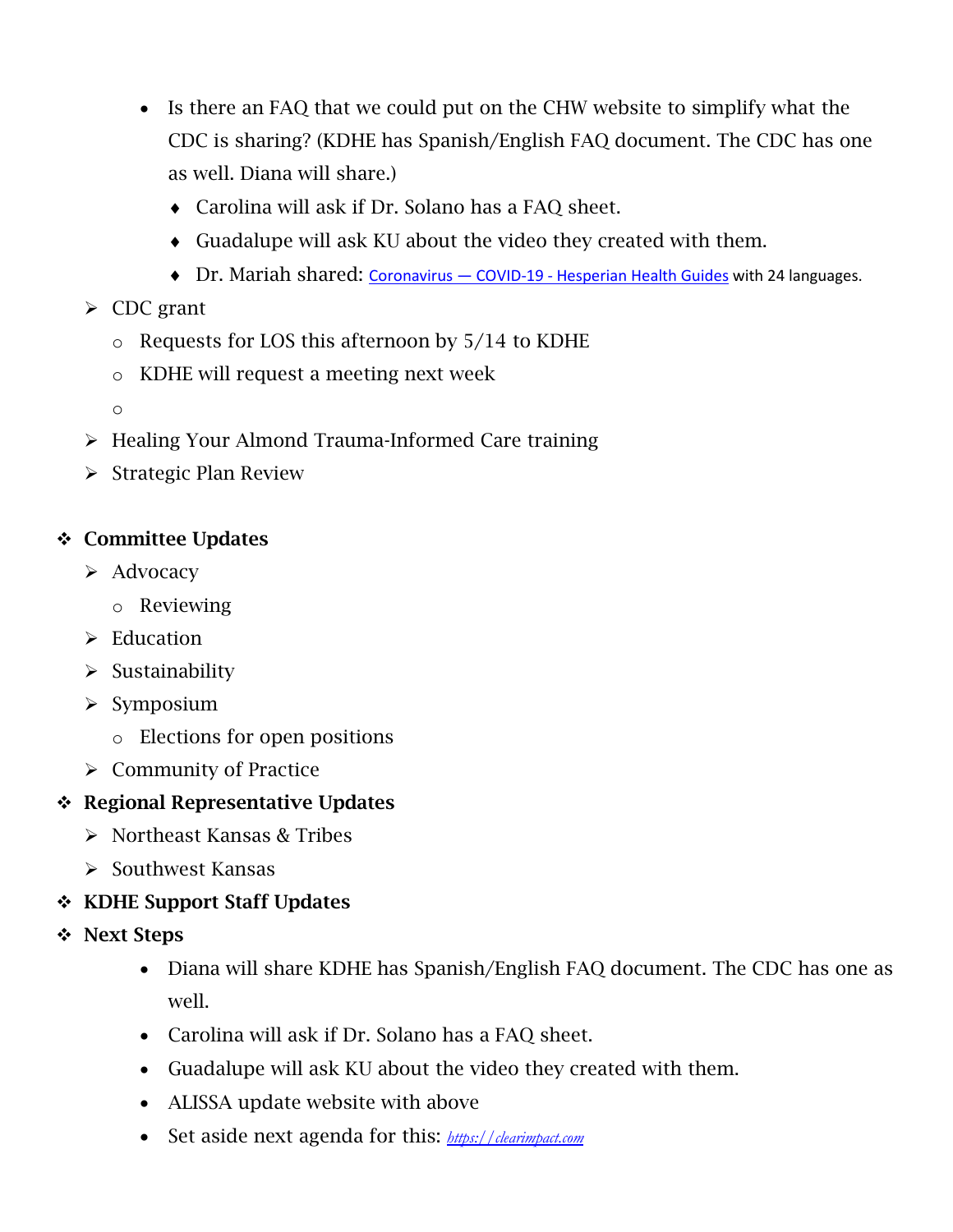- Is there an FAQ that we could put on the CHW website to simplify what the CDC is sharing? (KDHE has Spanish/English FAQ document. The CDC has one as well. Diana will share.)
      - Carolina will ask if Dr. Solano has a FAQ sheet.
      - Guadalupe will ask KU about the video they created with them.
      - Dr. Mariah shared: [Coronavirus — COVID-19 - Hesperian Health Guides](https://en.hesperian.org/hhg/Coronavirus) with 24 languages.
  - CDC grant
    - Requests for LOS this afternoon by 5/14 to KDHE
    - KDHE will request a meeting next week
    - 
  - Healing Your Almond Trauma-Informed Care training
  - Strategic Plan Review

- **Committee Updates**
  - Advocacy
    - Reviewing
  - Education
  - Sustainability
  - Symposium
    - Elections for open positions
  - Community of Practice
- **Regional Representative Updates**
  - Northeast Kansas & Tribes
  - Southwest Kansas
- **KDHE Support Staff Updates**
- **Next Steps**
    - Diana will share KDHE has Spanish/English FAQ document. The CDC has one as well.
    - Carolina will ask if Dr. Solano has a FAQ sheet.
    - Guadalupe will ask KU about the video they created with them.
    - ALISSA update website with above
    - Set aside next agenda for this: [https://clearimpact.com](https://clearimpact.com)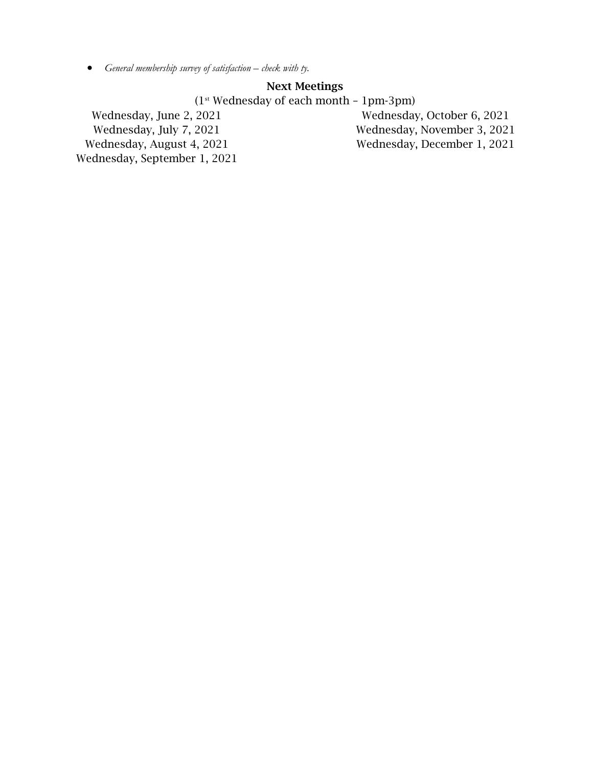- *General membership survey of satisfaction – check with ty.*

**Next Meetings**

(1st Wednesday of each month – 1pm-3pm)

Wednesday, June 2, 2021
Wednesday, July 7, 2021
Wednesday, August 4, 2021
Wednesday, September 1, 2021
Wednesday, October 6, 2021
Wednesday, November 3, 2021
Wednesday, December 1, 2021